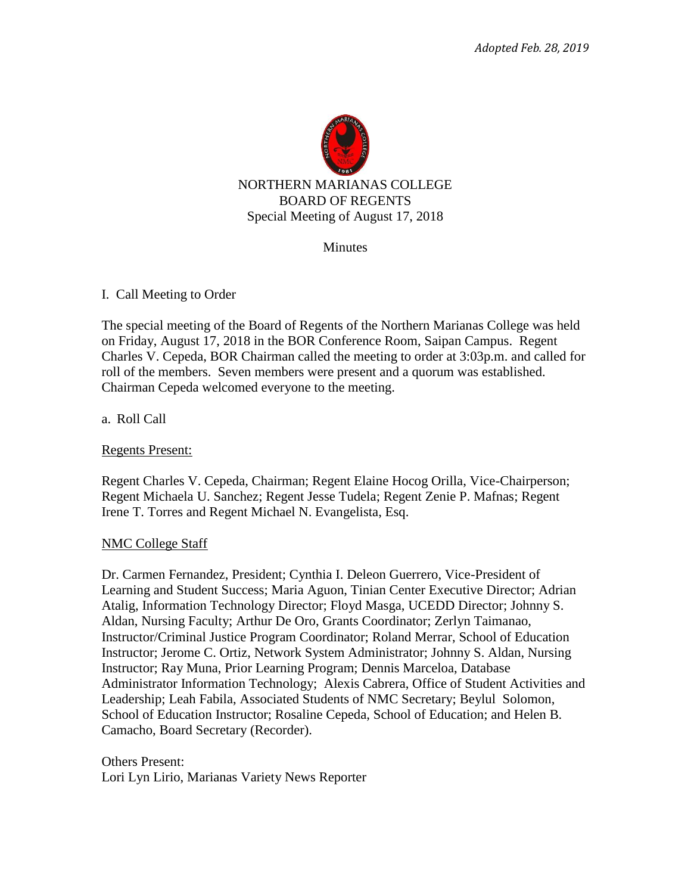*Adopted Feb. 28, 2019*

NORTHERN MARIANAS COLLEGE
BOARD OF REGENTS
Special Meeting of August 17, 2018

Minutes

I. Call Meeting to Order

The special meeting of the Board of Regents of the Northern Marianas College was held on Friday, August 17, 2018 in the BOR Conference Room, Saipan Campus. Regent Charles V. Cepeda, BOR Chairman called the meeting to order at 3:03p.m. and called for roll of the members. Seven members were present and a quorum was established. Chairman Cepeda welcomed everyone to the meeting.

a. Roll Call

Regents Present:

Regent Charles V. Cepeda, Chairman; Regent Elaine Hocog Orilla, Vice-Chairperson; Regent Michaela U. Sanchez; Regent Jesse Tudela; Regent Zenie P. Mafnas; Regent Irene T. Torres and Regent Michael N. Evangelista, Esq.

NMC College Staff

Dr. Carmen Fernandez, President; Cynthia I. Deleon Guerrero, Vice-President of Learning and Student Success; Maria Aguon, Tinian Center Executive Director; Adrian Atalig, Information Technology Director; Floyd Masga, UCEDD Director; Johnny S. Aldan, Nursing Faculty; Arthur De Oro, Grants Coordinator; Zerlyn Taimanao, Instructor/Criminal Justice Program Coordinator; Roland Merrar, School of Education Instructor; Jerome C. Ortiz, Network System Administrator; Johnny S. Aldan, Nursing Instructor; Ray Muna, Prior Learning Program; Dennis Marceloa, Database Administrator Information Technology; Alexis Cabrera, Office of Student Activities and Leadership; Leah Fabila, Associated Students of NMC Secretary; Beylul Solomon, School of Education Instructor; Rosaline Cepeda, School of Education; and Helen B. Camacho, Board Secretary (Recorder).

Others Present:
Lori Lyn Lirio, Marianas Variety News Reporter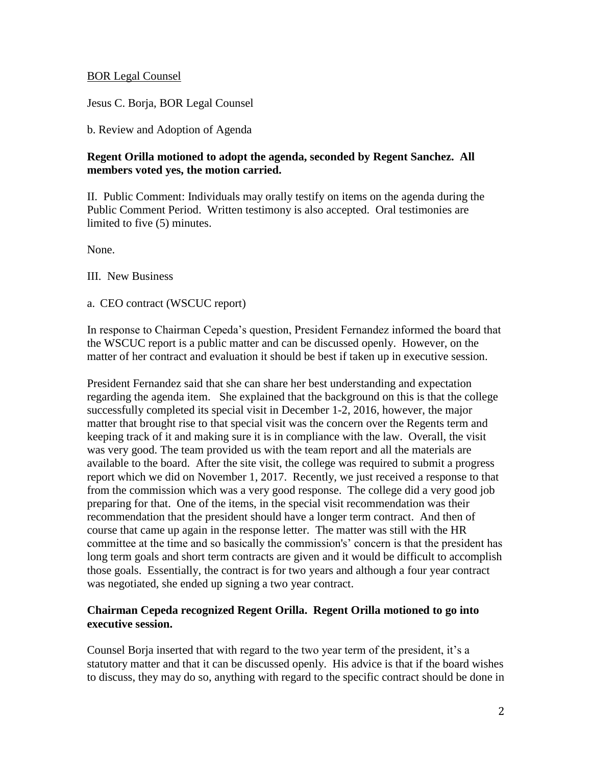BOR Legal Counsel

Jesus C. Borja, BOR Legal Counsel

b. Review and Adoption of Agenda

**Regent Orilla motioned to adopt the agenda, seconded by Regent Sanchez. All members voted yes, the motion carried.**

II. Public Comment: Individuals may orally testify on items on the agenda during the Public Comment Period. Written testimony is also accepted. Oral testimonies are limited to five (5) minutes.

None.

III. New Business

a. CEO contract (WSCUC report)

In response to Chairman Cepeda's question, President Fernandez informed the board that the WSCUC report is a public matter and can be discussed openly. However, on the matter of her contract and evaluation it should be best if taken up in executive session.

President Fernandez said that she can share her best understanding and expectation regarding the agenda item. She explained that the background on this is that the college successfully completed its special visit in December 1-2, 2016, however, the major matter that brought rise to that special visit was the concern over the Regents term and keeping track of it and making sure it is in compliance with the law. Overall, the visit was very good. The team provided us with the team report and all the materials are available to the board. After the site visit, the college was required to submit a progress report which we did on November 1, 2017. Recently, we just received a response to that from the commission which was a very good response. The college did a very good job preparing for that. One of the items, in the special visit recommendation was their recommendation that the president should have a longer term contract. And then of course that came up again in the response letter. The matter was still with the HR committee at the time and so basically the commission's' concern is that the president has long term goals and short term contracts are given and it would be difficult to accomplish those goals. Essentially, the contract is for two years and although a four year contract was negotiated, she ended up signing a two year contract.

**Chairman Cepeda recognized Regent Orilla. Regent Orilla motioned to go into executive session.**

Counsel Borja inserted that with regard to the two year term of the president, it's a statutory matter and that it can be discussed openly. His advice is that if the board wishes to discuss, they may do so, anything with regard to the specific contract should be done in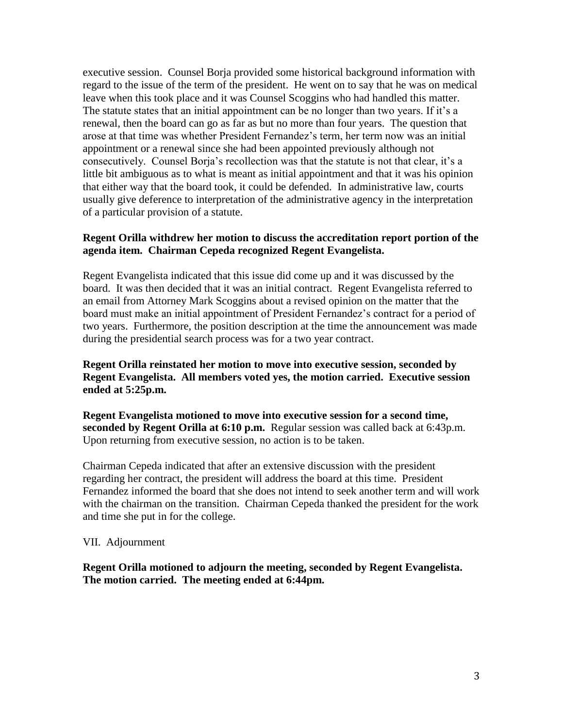executive session. Counsel Borja provided some historical background information with regard to the issue of the term of the president. He went on to say that he was on medical leave when this took place and it was Counsel Scoggins who had handled this matter. The statute states that an initial appointment can be no longer than two years. If it's a renewal, then the board can go as far as but no more than four years. The question that arose at that time was whether President Fernandez's term, her term now was an initial appointment or a renewal since she had been appointed previously although not consecutively. Counsel Borja's recollection was that the statute is not that clear, it's a little bit ambiguous as to what is meant as initial appointment and that it was his opinion that either way that the board took, it could be defended. In administrative law, courts usually give deference to interpretation of the administrative agency in the interpretation of a particular provision of a statute.

**Regent Orilla withdrew her motion to discuss the accreditation report portion of the agenda item. Chairman Cepeda recognized Regent Evangelista.**

Regent Evangelista indicated that this issue did come up and it was discussed by the board. It was then decided that it was an initial contract. Regent Evangelista referred to an email from Attorney Mark Scoggins about a revised opinion on the matter that the board must make an initial appointment of President Fernandez's contract for a period of two years. Furthermore, the position description at the time the announcement was made during the presidential search process was for a two year contract.

**Regent Orilla reinstated her motion to move into executive session, seconded by Regent Evangelista. All members voted yes, the motion carried. Executive session ended at 5:25p.m.**

**Regent Evangelista motioned to move into executive session for a second time, seconded by Regent Orilla at 6:10 p.m.** Regular session was called back at 6:43p.m. Upon returning from executive session, no action is to be taken.

Chairman Cepeda indicated that after an extensive discussion with the president regarding her contract, the president will address the board at this time. President Fernandez informed the board that she does not intend to seek another term and will work with the chairman on the transition. Chairman Cepeda thanked the president for the work and time she put in for the college.

VII. Adjournment

**Regent Orilla motioned to adjourn the meeting, seconded by Regent Evangelista. The motion carried. The meeting ended at 6:44pm.**